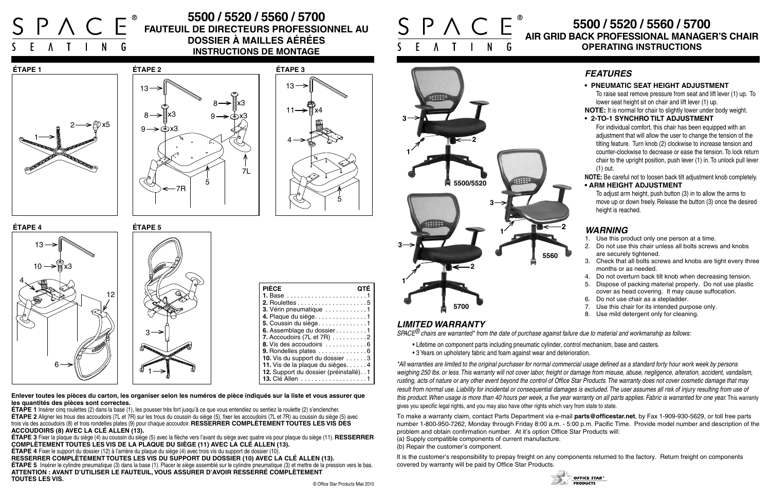# SPACE® SEATING

## 5500 / 5520 / 5560 / 5700

### FAUTEUIL DE DIRECTEURS PROFESSIONNEL AU DOSSIER À MAILLES AÉRÉES

### INSTRUCTIONS DE MONTAGE

ÉTAPE 1

ÉTAPE 2

ÉTAPE 3

ÉTAPE 4

ÉTAPE 5

| PIÈCE | QTÉ |
| --- | --- |
| 1. Base | 1 |
| 2. Roulettes | 5 |
| 3. Vérin pneumatique | 1 |
| 4. Plaque du siège | 1 |
| 5. Coussin du siège | 1 |
| 6. Assemblage du dossier | 1 |
| 7. Accoudoirs (7L et 7R) | 2 |
| 8. Vis des accoudoirs | 6 |
| 9. Rondelles plates | 6 |
| 10. Vis du support du dossier | 3 |
| 11. Vis de la plaque du sièges | 4 |
| 12. Support du dossier (préinstallé) | 1 |
| 13. Clé Allen | 1 |

**Enlever toutes les pièces du carton, les organiser selon les numéros de pièce indiqués sur la liste et vous assurer que les quantités des pièces sont correctes.**

**ÉTAPE 1** Insérer cinq roulettes (2) dans la base (1), les pousser très fort jusqu'à ce que vous entendiez ou sentiez la roulette (2) s'enclencher.

**ÉTAPE 2** Aligner les trous des accoudoirs (7L et 7R) sur les trous du coussin du siège (5), fixer les accoudoirs (7L et 7R) au coussin du siège (5) avec trois vis des accoudoirs (8) et trois rondelles plates (9) pour chaque accoudoir. **RESSERRER COMPLÈTEMENT TOUTES LES VIS DES ACCOUDOIRS (8) AVEC LA CLÉ ALLEN (13).**

**ÉTAPE 3** Fixer la plaque du siège (4) au coussin du siège (5) avec la flèche vers l'avant du siège avec quatre vis pour plaque du siège (11). **RESSERRER COMPLÈTEMENT TOUTES LES VIS DE LA PLAQUE DU SIÈGE (11) AVEC LA CLÉ ALLEN (13).**

**ÉTAPE 4** Fixer le support du dossier (12) à l'arrière du plaque du siège (4) avec trois vis du support de dossier (10).
**RESSERRER COMPLÈTEMENT TOUTES LES VIS DU SUPPORT DU DOSSIER (10) AVEC LA CLÉ ALLEN (13).**

**ÉTAPE 5** Insérer le cylindre pneumatique (3) dans la base (1). Placer le siège assemblé sur le cylindre pneumatique (3) et mettre de la pression vers le bas.
**ATTENTION : AVANT D'UTILISER LE FAUTEUIL, VOUS ASSURER D'AVOIR RESSERRÉ COMPLÈTEMENT TOUTES LES VIS.**

© Office Star Products Mai 2010

# SPACE® SEATING

## 5500 / 5520 / 5560 / 5700

### AIR GRID BACK PROFESSIONAL MANAGER'S CHAIR

### OPERATING INSTRUCTIONS

5500/5520

5560

5700

## *FEATURES*

- **PNEUMATIC SEAT HEIGHT ADJUSTMENT**
  To raise seat remove pressure from seat and lift lever (1) up. To lower seat height sit on chair and lift lever (1) up.

**NOTE:** It is normal for chair to slightly lower under body weight.

- **2-TO-1 SYNCHRO TILT ADJUSTMENT**
  For individual comfort, this chair has been equipped with an adjustment that will allow the user to change the tension of the tilting feature. Turn knob (2) clockwise to increase tension and counter-clockwise to decrease or ease the tension. To lock return chair to the upright position, push lever (1) in. To unlock pull lever (1) out.

**NOTE:** Be careful not to loosen back tilt adjustment knob completely.

- **ARM HEIGHT ADJUSTMENT**
  To adjust arm height, push button (3) in to allow the arms to move up or down freely. Release the button (3) once the desired height is reached.

## *WARNING*

1. Use this product only one person at a time.
2. Do not use this chair unless all bolts screws and knobs are securely tightened.
3. Check that all bolts screws and knobs are tight every three months or as needed.
4. Do not overturn back tilt knob when decreasing tension.
5. Dispose of packing material properly. Do not use plastic cover as head covering. It may cause suffocation.
6. Do not use chair as a stepladder.
7. Use this chair for its intended purpose only.
8. Use mild detergent only for cleaning.

## *LIMITED WARRANTY*

*SPACE® chairs are warranted\* from the date of purchase against failure due to material and workmanship as follows:*

- Lifetime on component parts including pneumatic cylinder, control mechanism, base and casters.
- 3 Years on upholstery fabric and foam against wear and deterioration.

*\*All warranties are limited to the original purchaser for normal commercial usage defined as a standard forty hour work week by persons weighing 250 lbs. or less. This warranty will not cover labor, freight or damage from misuse, abuse, negligence, alteration, accident, vandalism, rusting, acts of nature or any other event beyond the control of Office Star Products. The warranty does not cover cosmetic damage that may result from normal use. Liability for incidental or consequential damages is excluded. The user assumes all risk of injury resulting from use of this product. When usage is more than 40 hours per week, a five year warranty on all parts applies. Fabric is warranted for one year.* This warranty gives you specific legal rights, and you may also have other rights which vary from state to state.

To make a warranty claim, contact Parts Department via e-mail **parts@officestar.net**, by Fax 1-909-930-5629, or toll free parts number 1-800-950-7262, Monday through Friday 8:00 a.m. - 5:00 p.m. Pacific Time. Provide model number and description of the problem and obtain confirmation number. At it's option Office Star Products will:
(a) Supply compatible components of current manufacture.
(b) Repair the customer's component.

It is the customer's responsibility to prepay freight on any components returned to the factory. Return freight on components covered by warranty will be paid by Office Star Products.

OFFICE STAR® PRODUCTS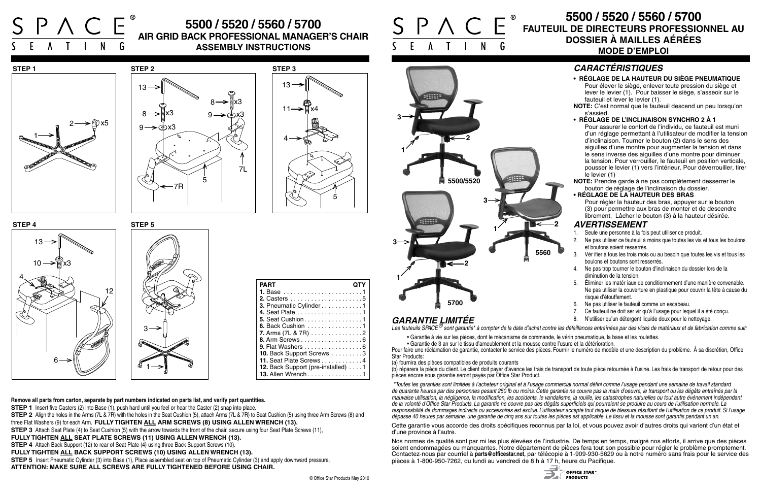# SPACE® SEATING

## 5500 / 5520 / 5560 / 5700
## AIR GRID BACK PROFESSIONAL MANAGER'S CHAIR
## ASSEMBLY INSTRUCTIONS

STEP 1

2 → x5

1 →

STEP 2

13 →

8 → x3

9 → x3

8 → x3

9 → x3

7R

5

7L

STEP 3

13 →

11 → x4

4 →

5

STEP 4

13 →

10 → x3

4

12

6 →

STEP 5

3 →

1 →

| PART | QTY |
|---|---|
| 1. Base | 1 |
| 2. Casters | 5 |
| 3. Pneumatic Cylinder | 1 |
| 4. Seat Plate | 1 |
| 5. Seat Cushion | 1 |
| 6. Back Cushion | 1 |
| 7. Arms (7L & 7R) | 2 |
| 8. Arm Screws | 6 |
| 9. Flat Washers | 6 |
| 10. Back Support Screws | 3 |
| 11. Seat Plate Screws | 4 |
| 12. Back Support (pre-installed) | 1 |
| 13. Allen Wrench | 1 |

**Remove all parts from carton, separate by part numbers indicated on parts list, and verify part quantities.**

**STEP 1** Insert five Casters (2) into Base (1), push hard until you feel or hear the Caster (2) snap into place.

**STEP 2** Align the holes in the Arms (7L & 7R) with the holes in the Seat Cushion (5), attach Arms (7L & 7R) to Seat Cushion (5) using three Arm Screws (8) and three Flat Washers (9) for each Arm. **FULLY TIGHTEN ALL ARM SCREWS (8) USING ALLEN WRENCH (13).**

**STEP 3** Attach Seat Plate (4) to Seat Cushion (5) with the arrow towards the front of the chair, secure using four Seat Plate Screws (11),
**FULLY TIGHTEN ALL SEAT PLATE SCREWS (11) USING ALLEN WRENCH (13).**

**STEP 4** Attach Back Support (12) to rear of Seat Plate (4) using three Back Support Screws (10).
**FULLY TIGHTEN ALL BACK SUPPORT SCREWS (10) USING ALLEN WRENCH (13).**

**STEP 5** Insert Pneumatic Cylinder (3) into Base (1), Place assembled seat on top of Pneumatic Cylinder (3) and apply downward pressure.
**ATTENTION: MAKE SURE ALL SCREWS ARE FULLY TIGHTENED BEFORE USING CHAIR.**

© Office Star Products May 2010

# SPACE® SEATING

## 5500 / 5520 / 5560 / 5700
## FAUTEUIL DE DIRECTEURS PROFESSIONNEL AU DOSSIER À MAILLES AÉRÉES
## MODE D'EMPLOI

3

1

2

5500/5520

3

1

2

5560

3

1

2

5700

### *CARACTÉRISTIQUES*

- **RÉGLAGE DE LA HAUTEUR DU SIÈGE PNEUMATIQUE**
  Pour élever le siège, enlever toute pression du siège et lever le levier (1). Pour baisser le siège, s'asseoir sur le fauteuil et lever le levier (1).

**NOTE:** C'est normal que le fauteuil descend un peu lorsqu'on s'assied.

- **RÉGLAGE DE L'INCLINAISON SYNCHRO 2 À 1**
  Pour assurer le confort de l'individu, ce fauteuil est muni d'un réglage permettant à l'utilisateur de modifier la tension d'inclinaison. Tourner le bouton (2) dans le sens des aiguilles d'une montre pour augmenter la tension et dans le sens inverse des aiguilles d'une montre pour diminuer la tension. Pour verrouiller, le fauteuil en position verticale, pousser le levier (1) vers l'intérieur. Pour déverrouiller, tirer le levier (1)

**NOTE:** Prendre garde à ne pas complètement desserrer le bouton de réglage de l'inclinaison du dossier.

- **RÉGLAGE DE LA HAUTEUR DES BRAS**
  Pour régler la hauteur des bras, appuyer sur le bouton (3) pour permettre aux bras de monter et de descendre librement. Lâcher le bouton (3) à la hauteur désirée.

### *AVERTISSEMENT*

1. Seule une personne à la fois peut utiliser ce produit.
2. Ne pas utiliser ce fauteuil à moins que toutes les vis et tous les boulons et boutons soient resserrés.
3. Vér ifier à tous les trois mois ou au besoin que toutes les vis et tous les boulons et boutons sont resserrés.
4. Ne pas trop tourner le bouton d'inclinaison du dossier lors de la diminution de la tension.
5. Éliminer les matér iaux de conditionnement d'une manière convenable. Ne pas utiliser la couverture en plastique pour couvrir la tête à cause du risque d'étouffement.
6. Ne pas utiliser le fauteuil comme un escabeau.
7. Ce fauteuil ne doit ser vir qu'à l'usage pour lequel il a été conçu.
8. N'utiliser qu'un détergent liquide doux pour le nettoyage.

### *GARANTIE LIMITÉE*

*Les fauteuils SPACE® sont garantis\* à compter de la date d'achat contre les défaillances entraînées par des vices de matériaux et de fabrication comme suit:*

- Garantie à vie sur les pièces, dont le mécanisme de commande, le vérin pneumatique, la base et les roulettes.
- Garantie de 3 an sur le tissu d'ameublement et la mousse contre l'usure et la détérioration.

Pour faire une réclamation de garantie, contacter le service des pièces. Fournir le numéro de modèle et une description du problème. À sa discrétion, Office Star Products:
(a) fournira des pièces compatibles de produits courants
(b) réparera la pièce du client. Le client doit payer d'avance les frais de transport de toute pièce retournée à l'usine. Les frais de transport de retour pour des pièces encore sous garantie seront payés par Office Star Product.

*\*Toutes les garanties sont limitées à l'acheteur original et à l'usage commercial normal défini comme l'usage pendant une semaine de travail standard de quarante heures par des personnes pesant 250 lb ou moins. Cette garantie ne couvre pas la main d'oeuvre, le transport ou les dégâts entraînés par la mauvaise utilisation, la négligence, la modification, les accidents, le vandalisme, la rouille, les catastrophes naturelles ou tout autre événement indépendant de la volonté d'Office Star Products. La garantie ne couvre pas des dégâts superficiels qui pourraient se produire au cours de l'utilisation normale. La responsabilité de dommages indirects ou accessoires est exclue. L'utilisateur accepte tout risque de blessure résultant de l'utilisation de ce produit. Si l'usage dépasse 40 heures par semaine, une garantie de cinq ans sur toutes les pièces est applicable. Le tissu et la mousse sont garantis pendant un an.*

Cette garantie vous accorde des droits spécifiques reconnus par la loi, et vous pouvez avoir d'autres droits qui varient d'un état et d'une province à l'autre.

Nos normes de qualité sont par mi les plus élevées de l'industrie. De temps en temps, malgré nos efforts, il arrive que des pièces soient endommagées ou manquantes. Notre département de pièces fera tout son possible pour régler le problème promptement. Contactez-nous par courriel à **parts@officestar.net,** par télécopie à 1-909-930-5629 ou à notre numéro sans frais pour le service des pièces à 1-800-950-7262, du lundi au vendredi de 8 h à 17 h, heure du Pacifique.

OFFICE STAR® PRODUCTS